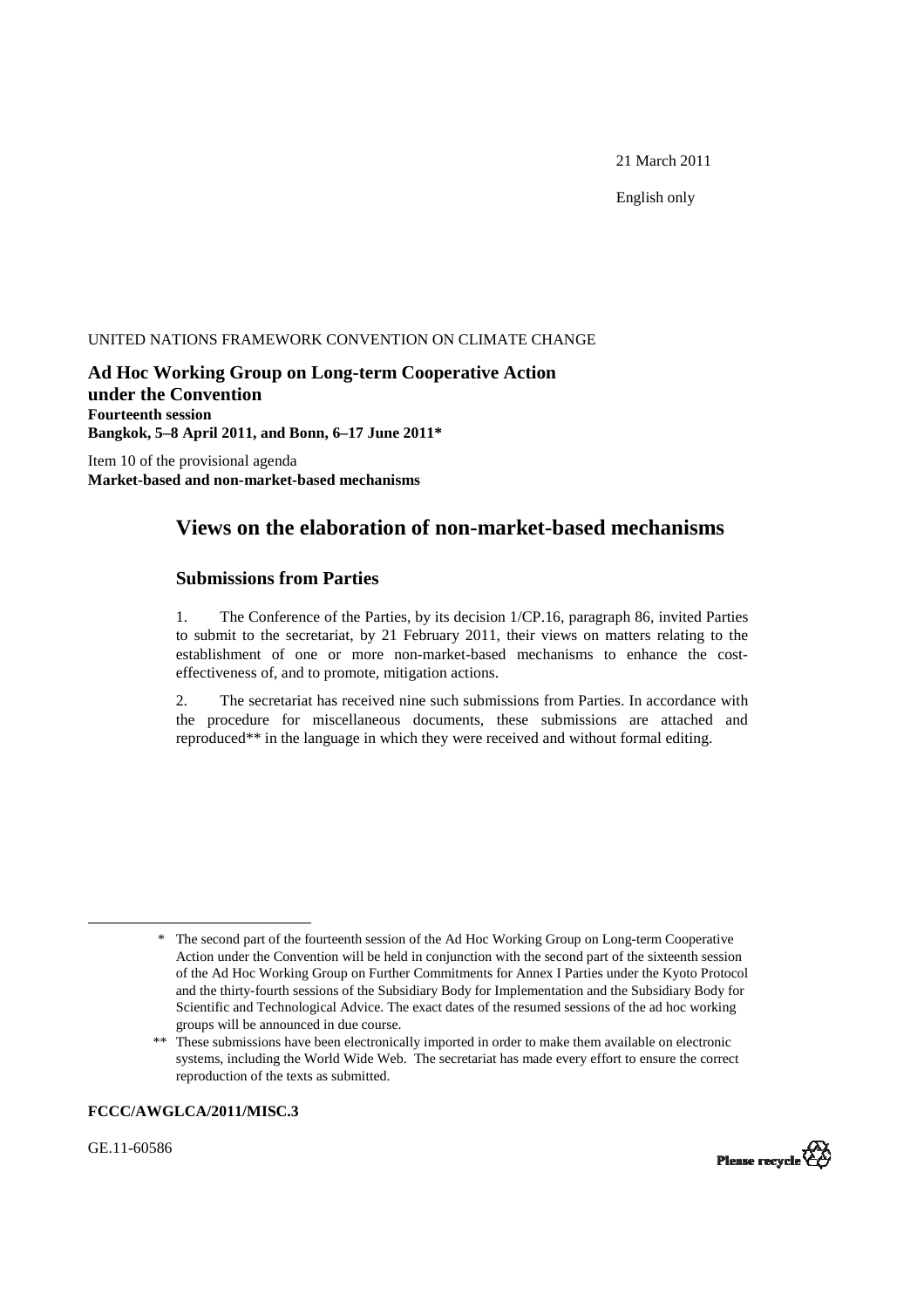21 March 2011

English only

UNITED NATIONS FRAMEWORK CONVENTION ON CLIMATE CHANGE

**Ad Hoc Working Group on Long-term Cooperative Action under the Convention**
**Fourteenth session**
**Bangkok, 5–8 April 2011, and Bonn, 6–17 June 2011***

Item 10 of the provisional agenda
**Market-based and non-market-based mechanisms**

# Views on the elaboration of non-market-based mechanisms

## Submissions from Parties

1. The Conference of the Parties, by its decision 1/CP.16, paragraph 86, invited Parties to submit to the secretariat, by 21 February 2011, their views on matters relating to the establishment of one or more non-market-based mechanisms to enhance the cost-effectiveness of, and to promote, mitigation actions.

2. The secretariat has received nine such submissions from Parties. In accordance with the procedure for miscellaneous documents, these submissions are attached and reproduced** in the language in which they were received and without formal editing.

---

\* The second part of the fourteenth session of the Ad Hoc Working Group on Long-term Cooperative Action under the Convention will be held in conjunction with the second part of the sixteenth session of the Ad Hoc Working Group on Further Commitments for Annex I Parties under the Kyoto Protocol and the thirty-fourth sessions of the Subsidiary Body for Implementation and the Subsidiary Body for Scientific and Technological Advice. The exact dates of the resumed sessions of the ad hoc working groups will be announced in due course.

\*\* These submissions have been electronically imported in order to make them available on electronic systems, including the World Wide Web. The secretariat has made every effort to ensure the correct reproduction of the texts as submitted.

**FCCC/AWGLCA/2011/MISC.3**

GE.11-60586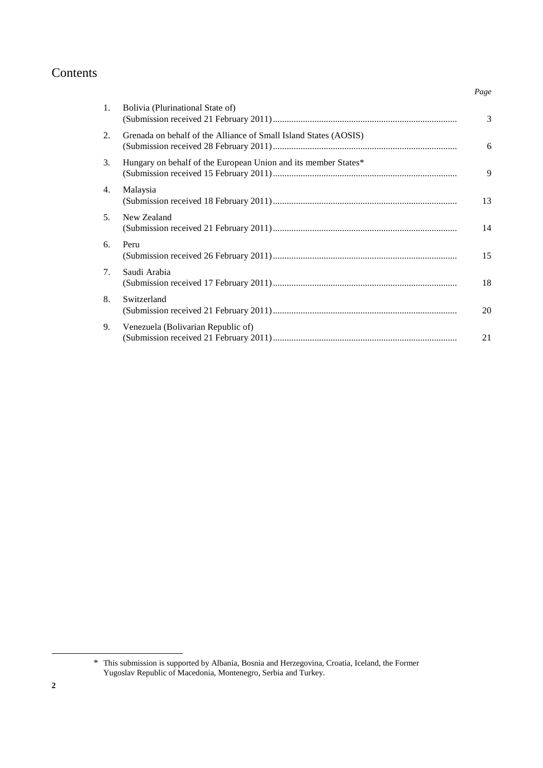# Contents

| | | Page |
|---|---|---|
| 1. | Bolivia (Plurinational State of)<br>(Submission received 21 February 2011) | 3 |
| 2. | Grenada on behalf of the Alliance of Small Island States (AOSIS)<br>(Submission received 28 February 2011) | 6 |
| 3. | Hungary on behalf of the European Union and its member States*<br>(Submission received 15 February 2011) | 9 |
| 4. | Malaysia<br>(Submission received 18 February 2011) | 13 |
| 5. | New Zealand<br>(Submission received 21 February 2011) | 14 |
| 6. | Peru<br>(Submission received 26 February 2011) | 15 |
| 7. | Saudi Arabia<br>(Submission received 17 February 2011) | 18 |
| 8. | Switzerland<br>(Submission received 21 February 2011) | 20 |
| 9. | Venezuela (Bolivarian Republic of)<br>(Submission received 21 February 2011) | 21 |

* This submission is supported by Albania, Bosnia and Herzegovina, Croatia, Iceland, the Former Yugoslav Republic of Macedonia, Montenegro, Serbia and Turkey.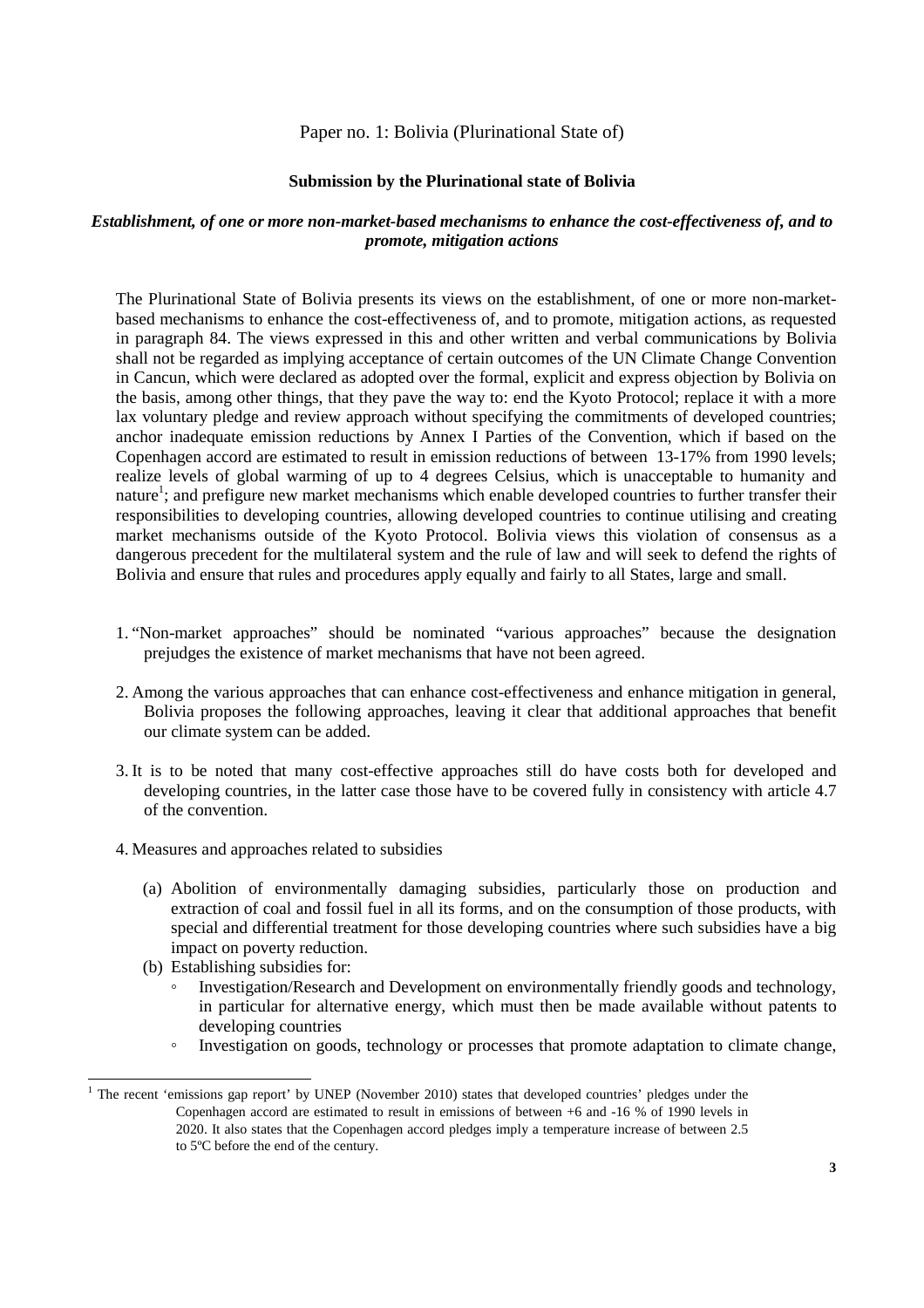Paper no. 1: Bolivia (Plurinational State of)

**Submission by the Plurinational state of Bolivia**

***Establishment, of one or more non-market-based mechanisms to enhance the cost-effectiveness of, and to promote, mitigation actions***

The Plurinational State of Bolivia presents its views on the establishment, of one or more non-market-based mechanisms to enhance the cost-effectiveness of, and to promote, mitigation actions, as requested in paragraph 84. The views expressed in this and other written and verbal communications by Bolivia shall not be regarded as implying acceptance of certain outcomes of the UN Climate Change Convention in Cancun, which were declared as adopted over the formal, explicit and express objection by Bolivia on the basis, among other things, that they pave the way to: end the Kyoto Protocol; replace it with a more lax voluntary pledge and review approach without specifying the commitments of developed countries; anchor inadequate emission reductions by Annex I Parties of the Convention, which if based on the Copenhagen accord are estimated to result in emission reductions of between 13-17% from 1990 levels; realize levels of global warming of up to 4 degrees Celsius, which is unacceptable to humanity and nature[1]; and prefigure new market mechanisms which enable developed countries to further transfer their responsibilities to developing countries, allowing developed countries to continue utilising and creating market mechanisms outside of the Kyoto Protocol. Bolivia views this violation of consensus as a dangerous precedent for the multilateral system and the rule of law and will seek to defend the rights of Bolivia and ensure that rules and procedures apply equally and fairly to all States, large and small.

1. "Non-market approaches" should be nominated "various approaches" because the designation prejudges the existence of market mechanisms that have not been agreed.

2. Among the various approaches that can enhance cost-effectiveness and enhance mitigation in general, Bolivia proposes the following approaches, leaving it clear that additional approaches that benefit our climate system can be added.

3. It is to be noted that many cost-effective approaches still do have costs both for developed and developing countries, in the latter case those have to be covered fully in consistency with article 4.7 of the convention.

4. Measures and approaches related to subsidies

   (a) Abolition of environmentally damaging subsidies, particularly those on production and extraction of coal and fossil fuel in all its forms, and on the consumption of those products, with special and differential treatment for those developing countries where such subsidies have a big impact on poverty reduction.

   (b) Establishing subsidies for:

      - Investigation/Research and Development on environmentally friendly goods and technology, in particular for alternative energy, which must then be made available without patents to developing countries
      - Investigation on goods, technology or processes that promote adaptation to climate change,

[1] The recent 'emissions gap report' by UNEP (November 2010) states that developed countries' pledges under the Copenhagen accord are estimated to result in emissions of between +6 and -16 % of 1990 levels in 2020. It also states that the Copenhagen accord pledges imply a temperature increase of between 2.5 to 5ºC before the end of the century.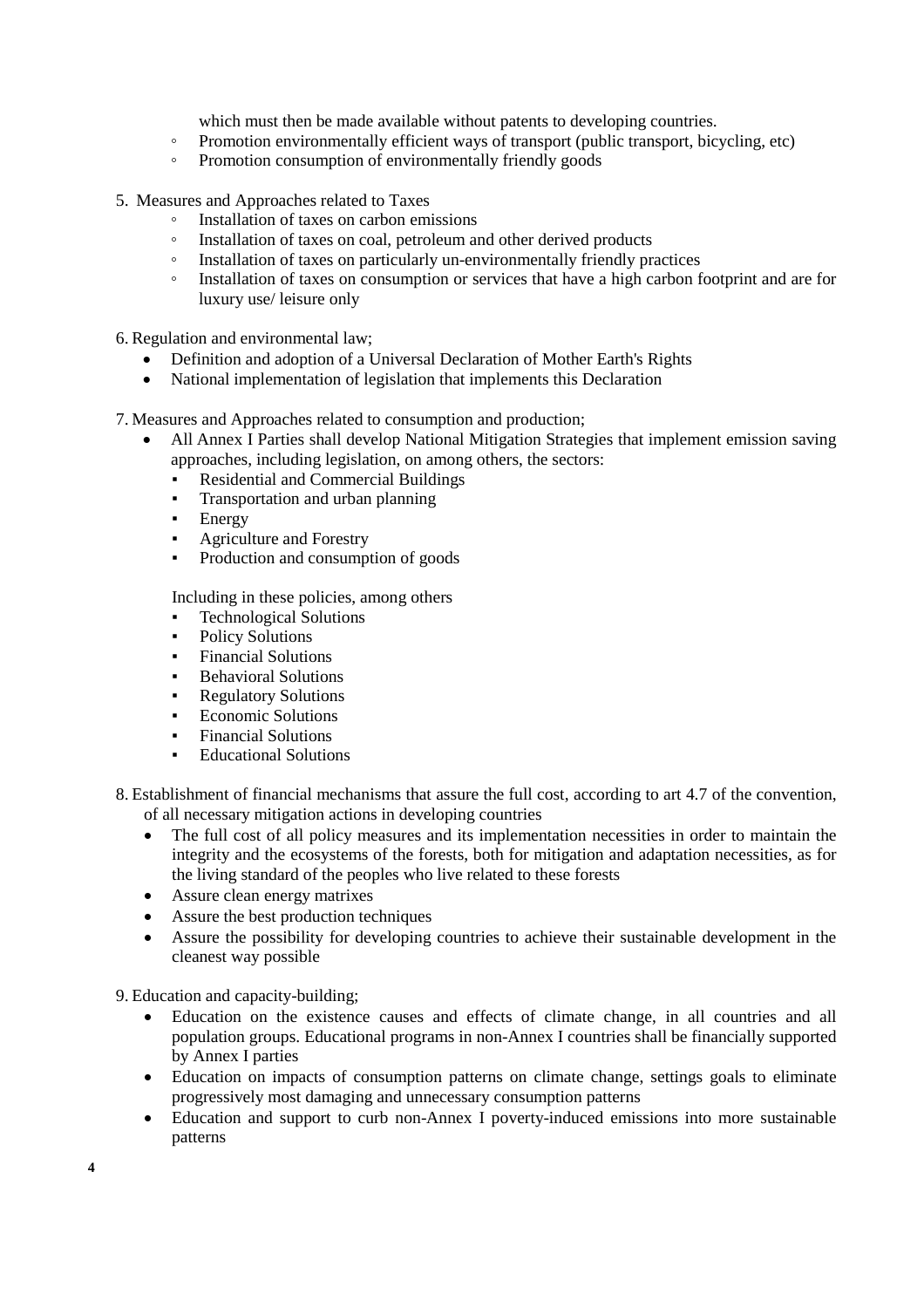which must then be made available without patents to developing countries.
  - Promotion environmentally efficient ways of transport (public transport, bicycling, etc)
  - Promotion consumption of environmentally friendly goods

5. Measures and Approaches related to Taxes
  - Installation of taxes on carbon emissions
  - Installation of taxes on coal, petroleum and other derived products
  - Installation of taxes on particularly un-environmentally friendly practices
  - Installation of taxes on consumption or services that have a high carbon footprint and are for luxury use/ leisure only

6. Regulation and environmental law;
  - Definition and adoption of a Universal Declaration of Mother Earth's Rights
  - National implementation of legislation that implements this Declaration

7. Measures and Approaches related to consumption and production;
  - All Annex I Parties shall develop National Mitigation Strategies that implement emission saving approaches, including legislation, on among others, the sectors:
    - Residential and Commercial Buildings
    - Transportation and urban planning
    - Energy
    - Agriculture and Forestry
    - Production and consumption of goods

    Including in these policies, among others
    - Technological Solutions
    - Policy Solutions
    - Financial Solutions
    - Behavioral Solutions
    - Regulatory Solutions
    - Economic Solutions
    - Financial Solutions
    - Educational Solutions

8. Establishment of financial mechanisms that assure the full cost, according to art 4.7 of the convention, of all necessary mitigation actions in developing countries
  - The full cost of all policy measures and its implementation necessities in order to maintain the integrity and the ecosystems of the forests, both for mitigation and adaptation necessities, as for the living standard of the peoples who live related to these forests
  - Assure clean energy matrixes
  - Assure the best production techniques
  - Assure the possibility for developing countries to achieve their sustainable development in the cleanest way possible

9. Education and capacity-building;
  - Education on the existence causes and effects of climate change, in all countries and all population groups. Educational programs in non-Annex I countries shall be financially supported by Annex I parties
  - Education on impacts of consumption patterns on climate change, settings goals to eliminate progressively most damaging and unnecessary consumption patterns
  - Education and support to curb non-Annex I poverty-induced emissions into more sustainable patterns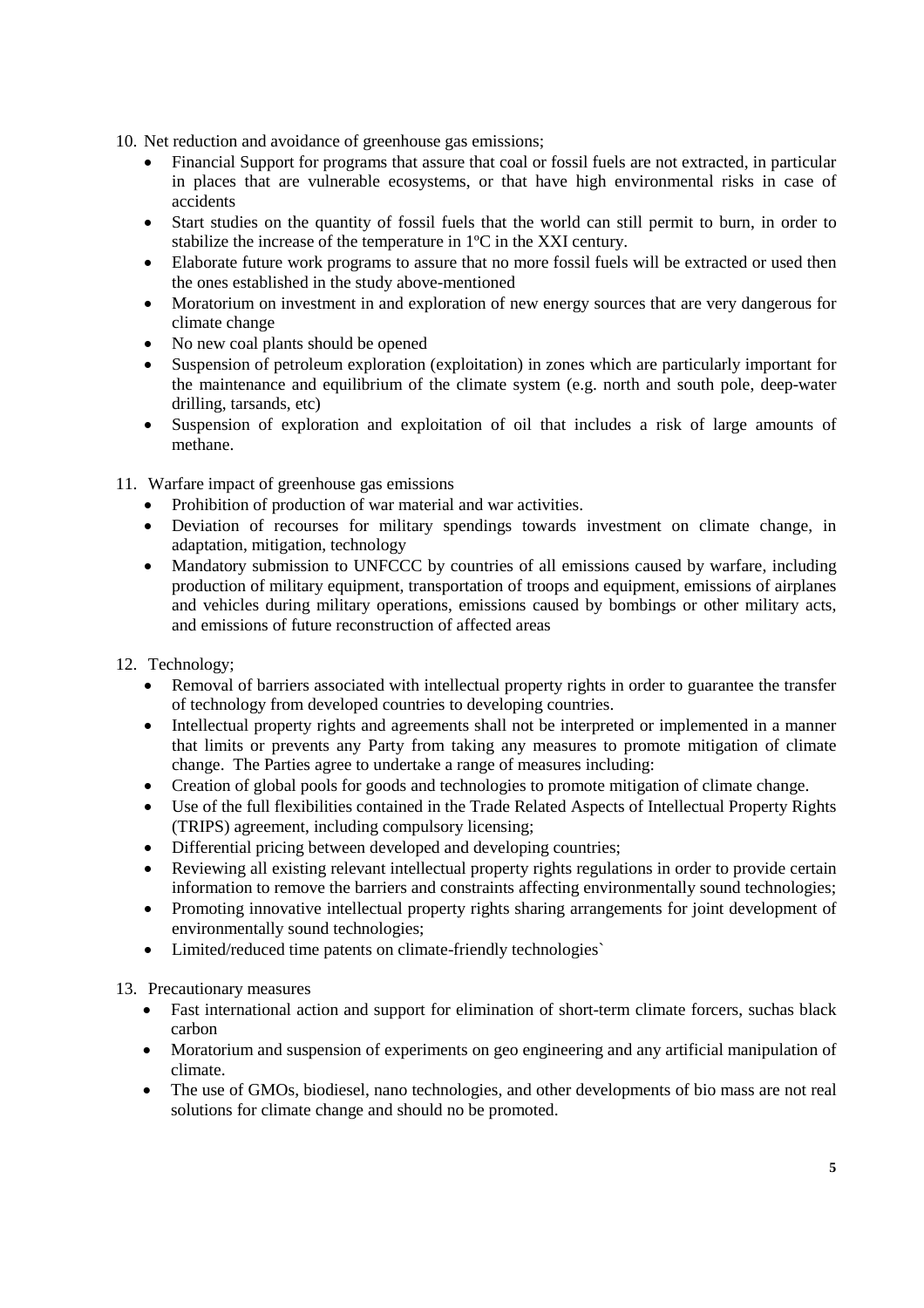10. Net reduction and avoidance of greenhouse gas emissions;
    - Financial Support for programs that assure that coal or fossil fuels are not extracted, in particular in places that are vulnerable ecosystems, or that have high environmental risks in case of accidents
    - Start studies on the quantity of fossil fuels that the world can still permit to burn, in order to stabilize the increase of the temperature in 1ºC in the XXI century.
    - Elaborate future work programs to assure that no more fossil fuels will be extracted or used then the ones established in the study above-mentioned
    - Moratorium on investment in and exploration of new energy sources that are very dangerous for climate change
    - No new coal plants should be opened
    - Suspension of petroleum exploration (exploitation) in zones which are particularly important for the maintenance and equilibrium of the climate system (e.g. north and south pole, deep-water drilling, tarsands, etc)
    - Suspension of exploration and exploitation of oil that includes a risk of large amounts of methane.

11. Warfare impact of greenhouse gas emissions
    - Prohibition of production of war material and war activities.
    - Deviation of recourses for military spendings towards investment on climate change, in adaptation, mitigation, technology
    - Mandatory submission to UNFCCC by countries of all emissions caused by warfare, including production of military equipment, transportation of troops and equipment, emissions of airplanes and vehicles during military operations, emissions caused by bombings or other military acts, and emissions of future reconstruction of affected areas

12. Technology;
    - Removal of barriers associated with intellectual property rights in order to guarantee the transfer of technology from developed countries to developing countries.
    - Intellectual property rights and agreements shall not be interpreted or implemented in a manner that limits or prevents any Party from taking any measures to promote mitigation of climate change. The Parties agree to undertake a range of measures including:
    - Creation of global pools for goods and technologies to promote mitigation of climate change.
    - Use of the full flexibilities contained in the Trade Related Aspects of Intellectual Property Rights (TRIPS) agreement, including compulsory licensing;
    - Differential pricing between developed and developing countries;
    - Reviewing all existing relevant intellectual property rights regulations in order to provide certain information to remove the barriers and constraints affecting environmentally sound technologies;
    - Promoting innovative intellectual property rights sharing arrangements for joint development of environmentally sound technologies;
    - Limited/reduced time patents on climate-friendly technologies`

13. Precautionary measures
    - Fast international action and support for elimination of short-term climate forcers, suchas black carbon
    - Moratorium and suspension of experiments on geo engineering and any artificial manipulation of climate.
    - The use of GMOs, biodiesel, nano technologies, and other developments of bio mass are not real solutions for climate change and should no be promoted.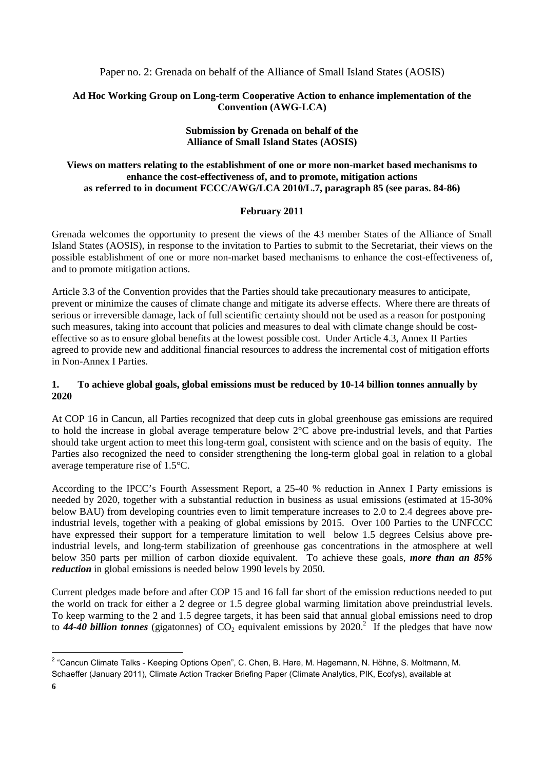Paper no. 2: Grenada on behalf of the Alliance of Small Island States (AOSIS)

**Ad Hoc Working Group on Long-term Cooperative Action to enhance implementation of the Convention (AWG-LCA)**

**Submission by Grenada on behalf of the Alliance of Small Island States (AOSIS)**

**Views on matters relating to the establishment of one or more non-market based mechanisms to enhance the cost-effectiveness of, and to promote, mitigation actions as referred to in document FCCC/AWG/LCA 2010/L.7, paragraph 85 (see paras. 84-86)**

**February 2011**

Grenada welcomes the opportunity to present the views of the 43 member States of the Alliance of Small Island States (AOSIS), in response to the invitation to Parties to submit to the Secretariat, their views on the possible establishment of one or more non-market based mechanisms to enhance the cost-effectiveness of, and to promote mitigation actions.

Article 3.3 of the Convention provides that the Parties should take precautionary measures to anticipate, prevent or minimize the causes of climate change and mitigate its adverse effects. Where there are threats of serious or irreversible damage, lack of full scientific certainty should not be used as a reason for postponing such measures, taking into account that policies and measures to deal with climate change should be cost-effective so as to ensure global benefits at the lowest possible cost. Under Article 4.3, Annex II Parties agreed to provide new and additional financial resources to address the incremental cost of mitigation efforts in Non-Annex I Parties.

## 1. To achieve global goals, global emissions must be reduced by 10-14 billion tonnes annually by 2020

At COP 16 in Cancun, all Parties recognized that deep cuts in global greenhouse gas emissions are required to hold the increase in global average temperature below 2°C above pre-industrial levels, and that Parties should take urgent action to meet this long-term goal, consistent with science and on the basis of equity. The Parties also recognized the need to consider strengthening the long-term global goal in relation to a global average temperature rise of 1.5°C.

According to the IPCC's Fourth Assessment Report, a 25-40 % reduction in Annex I Party emissions is needed by 2020, together with a substantial reduction in business as usual emissions (estimated at 15-30% below BAU) from developing countries even to limit temperature increases to 2.0 to 2.4 degrees above pre-industrial levels, together with a peaking of global emissions by 2015. Over 100 Parties to the UNFCCC have expressed their support for a temperature limitation to well below 1.5 degrees Celsius above pre-industrial levels, and long-term stabilization of greenhouse gas concentrations in the atmosphere at well below 350 parts per million of carbon dioxide equivalent. To achieve these goals, ***more than an 85% reduction*** in global emissions is needed below 1990 levels by 2050.

Current pledges made before and after COP 15 and 16 fall far short of the emission reductions needed to put the world on track for either a 2 degree or 1.5 degree global warming limitation above preindustrial levels. To keep warming to the 2 and 1.5 degree targets, it has been said that annual global emissions need to drop to ***44-40 billion tonnes*** (gigatonnes) of $CO_2$ equivalent emissions by 2020.[2] If the pledges that have now

[2] "Cancun Climate Talks - Keeping Options Open", C. Chen, B. Hare, M. Hagemann, N. Höhne, S. Moltmann, M. Schaeffer (January 2011), Climate Action Tracker Briefing Paper (Climate Analytics, PIK, Ecofys), available at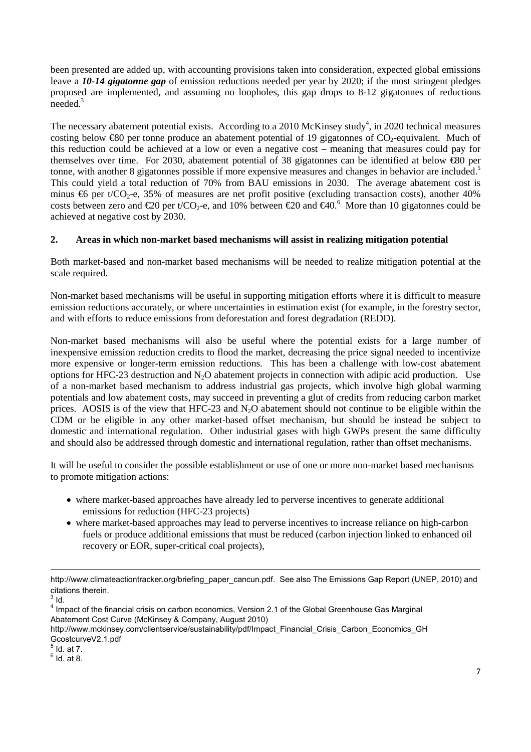been presented are added up, with accounting provisions taken into consideration, expected global emissions leave a ***10-14 gigatonne gap*** of emission reductions needed per year by 2020; if the most stringent pledges proposed are implemented, and assuming no loopholes, this gap drops to 8-12 gigatonnes of reductions needed.[3]

The necessary abatement potential exists. According to a 2010 McKinsey study[4], in 2020 technical measures costing below €80 per tonne produce an abatement potential of 19 gigatonnes of $CO_2$-equivalent. Much of this reduction could be achieved at a low or even a negative cost – meaning that measures could pay for themselves over time. For 2030, abatement potential of 38 gigatonnes can be identified at below €80 per tonne, with another 8 gigatonnes possible if more expensive measures and changes in behavior are included.[5] This could yield a total reduction of 70% from BAU emissions in 2030. The average abatement cost is minus €6 per t/$CO_2$-e, 35% of measures are net profit positive (excluding transaction costs), another 40% costs between zero and €20 per t/$CO_2$-e, and 10% between €20 and €40.[6] More than 10 gigatonnes could be achieved at negative cost by 2030.

## 2. Areas in which non-market based mechanisms will assist in realizing mitigation potential

Both market-based and non-market based mechanisms will be needed to realize mitigation potential at the scale required.

Non-market based mechanisms will be useful in supporting mitigation efforts where it is difficult to measure emission reductions accurately, or where uncertainties in estimation exist (for example, in the forestry sector, and with efforts to reduce emissions from deforestation and forest degradation (REDD).

Non-market based mechanisms will also be useful where the potential exists for a large number of inexpensive emission reduction credits to flood the market, decreasing the price signal needed to incentivize more expensive or longer-term emission reductions. This has been a challenge with low-cost abatement options for HFC-23 destruction and $N_2O$ abatement projects in connection with adipic acid production. Use of a non-market based mechanism to address industrial gas projects, which involve high global warming potentials and low abatement costs, may succeed in preventing a glut of credits from reducing carbon market prices. AOSIS is of the view that HFC-23 and $N_2O$ abatement should not continue to be eligible within the CDM or be eligible in any other market-based offset mechanism, but should be instead be subject to domestic and international regulation. Other industrial gases with high GWPs present the same difficulty and should also be addressed through domestic and international regulation, rather than offset mechanisms.

It will be useful to consider the possible establishment or use of one or more non-market based mechanisms to promote mitigation actions:

- where market-based approaches have already led to perverse incentives to generate additional emissions for reduction (HFC-23 projects)
- where market-based approaches may lead to perverse incentives to increase reliance on high-carbon fuels or produce additional emissions that must be reduced (carbon injection linked to enhanced oil recovery or EOR, super-critical coal projects),

---

http://www.climateactiontracker.org/briefing_paper_cancun.pdf. See also The Emissions Gap Report (UNEP, 2010) and citations therein.

[3] Id.

[4] Impact of the financial crisis on carbon economics, Version 2.1 of the Global Greenhouse Gas Marginal Abatement Cost Curve (McKinsey & Company, August 2010) http://www.mckinsey.com/clientservice/sustainability/pdf/Impact_Financial_Crisis_Carbon_Economics_GHGcostcurveV2.1.pdf

[5] Id. at 7.

[6] Id. at 8.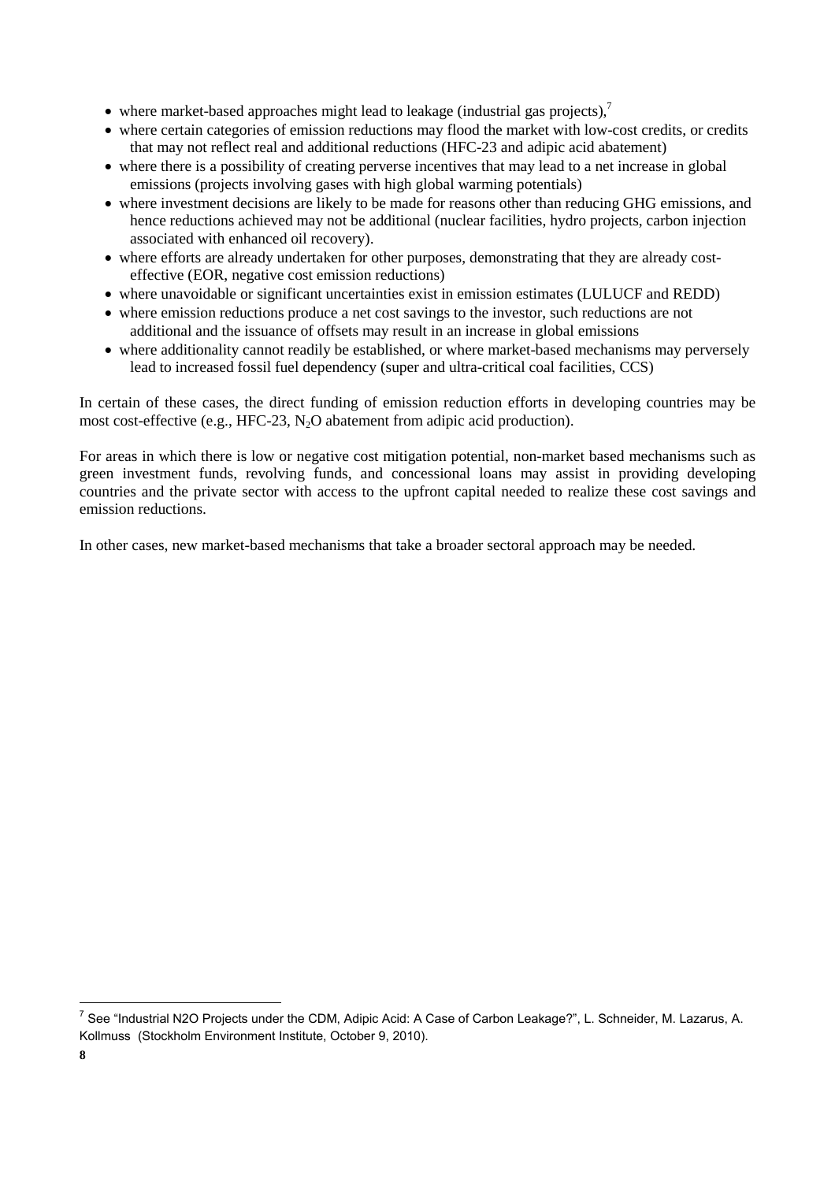- where market-based approaches might lead to leakage (industrial gas projects),[7]
- where certain categories of emission reductions may flood the market with low-cost credits, or credits that may not reflect real and additional reductions (HFC-23 and adipic acid abatement)
- where there is a possibility of creating perverse incentives that may lead to a net increase in global emissions (projects involving gases with high global warming potentials)
- where investment decisions are likely to be made for reasons other than reducing GHG emissions, and hence reductions achieved may not be additional (nuclear facilities, hydro projects, carbon injection associated with enhanced oil recovery).
- where efforts are already undertaken for other purposes, demonstrating that they are already cost-effective (EOR, negative cost emission reductions)
- where unavoidable or significant uncertainties exist in emission estimates (LULUCF and REDD)
- where emission reductions produce a net cost savings to the investor, such reductions are not additional and the issuance of offsets may result in an increase in global emissions
- where additionality cannot readily be established, or where market-based mechanisms may perversely lead to increased fossil fuel dependency (super and ultra-critical coal facilities, CCS)

In certain of these cases, the direct funding of emission reduction efforts in developing countries may be most cost-effective (e.g., HFC-23, $N_2O$ abatement from adipic acid production).

For areas in which there is low or negative cost mitigation potential, non-market based mechanisms such as green investment funds, revolving funds, and concessional loans may assist in providing developing countries and the private sector with access to the upfront capital needed to realize these cost savings and emission reductions.

In other cases, new market-based mechanisms that take a broader sectoral approach may be needed.

[7] See "Industrial N2O Projects under the CDM, Adipic Acid: A Case of Carbon Leakage?", L. Schneider, M. Lazarus, A. Kollmuss (Stockholm Environment Institute, October 9, 2010).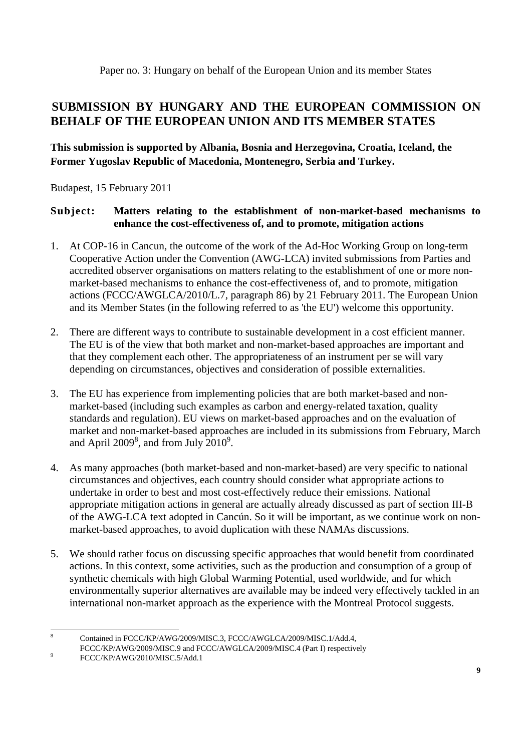Paper no. 3: Hungary on behalf of the European Union and its member States

# SUBMISSION BY HUNGARY AND THE EUROPEAN COMMISSION ON BEHALF OF THE EUROPEAN UNION AND ITS MEMBER STATES

**This submission is supported by Albania, Bosnia and Herzegovina, Croatia, Iceland, the Former Yugoslav Republic of Macedonia, Montenegro, Serbia and Turkey.**

Budapest, 15 February 2011

**Subject: Matters relating to the establishment of non-market-based mechanisms to enhance the cost-effectiveness of, and to promote, mitigation actions**

1. At COP-16 in Cancun, the outcome of the work of the Ad-Hoc Working Group on long-term Cooperative Action under the Convention (AWG-LCA) invited submissions from Parties and accredited observer organisations on matters relating to the establishment of one or more non-market-based mechanisms to enhance the cost-effectiveness of, and to promote, mitigation actions (FCCC/AWGLCA/2010/L.7, paragraph 86) by 21 February 2011. The European Union and its Member States (in the following referred to as 'the EU') welcome this opportunity.

2. There are different ways to contribute to sustainable development in a cost efficient manner. The EU is of the view that both market and non-market-based approaches are important and that they complement each other. The appropriateness of an instrument per se will vary depending on circumstances, objectives and consideration of possible externalities.

3. The EU has experience from implementing policies that are both market-based and non-market-based (including such examples as carbon and energy-related taxation, quality standards and regulation). EU views on market-based approaches and on the evaluation of market and non-market-based approaches are included in its submissions from February, March and April 2009[8], and from July 2010[9].

4. As many approaches (both market-based and non-market-based) are very specific to national circumstances and objectives, each country should consider what appropriate actions to undertake in order to best and most cost-effectively reduce their emissions. National appropriate mitigation actions in general are actually already discussed as part of section III-B of the AWG-LCA text adopted in Cancún. So it will be important, as we continue work on non-market-based approaches, to avoid duplication with these NAMAs discussions.

5. We should rather focus on discussing specific approaches that would benefit from coordinated actions. In this context, some activities, such as the production and consumption of a group of synthetic chemicals with high Global Warming Potential, used worldwide, and for which environmentally superior alternatives are available may be indeed very effectively tackled in an international non-market approach as the experience with the Montreal Protocol suggests.

---

[8] Contained in FCCC/KP/AWG/2009/MISC.3, FCCC/AWGLCA/2009/MISC.1/Add.4, FCCC/KP/AWG/2009/MISC.9 and FCCC/AWGLCA/2009/MISC.4 (Part I) respectively

[9] FCCC/KP/AWG/2010/MISC.5/Add.1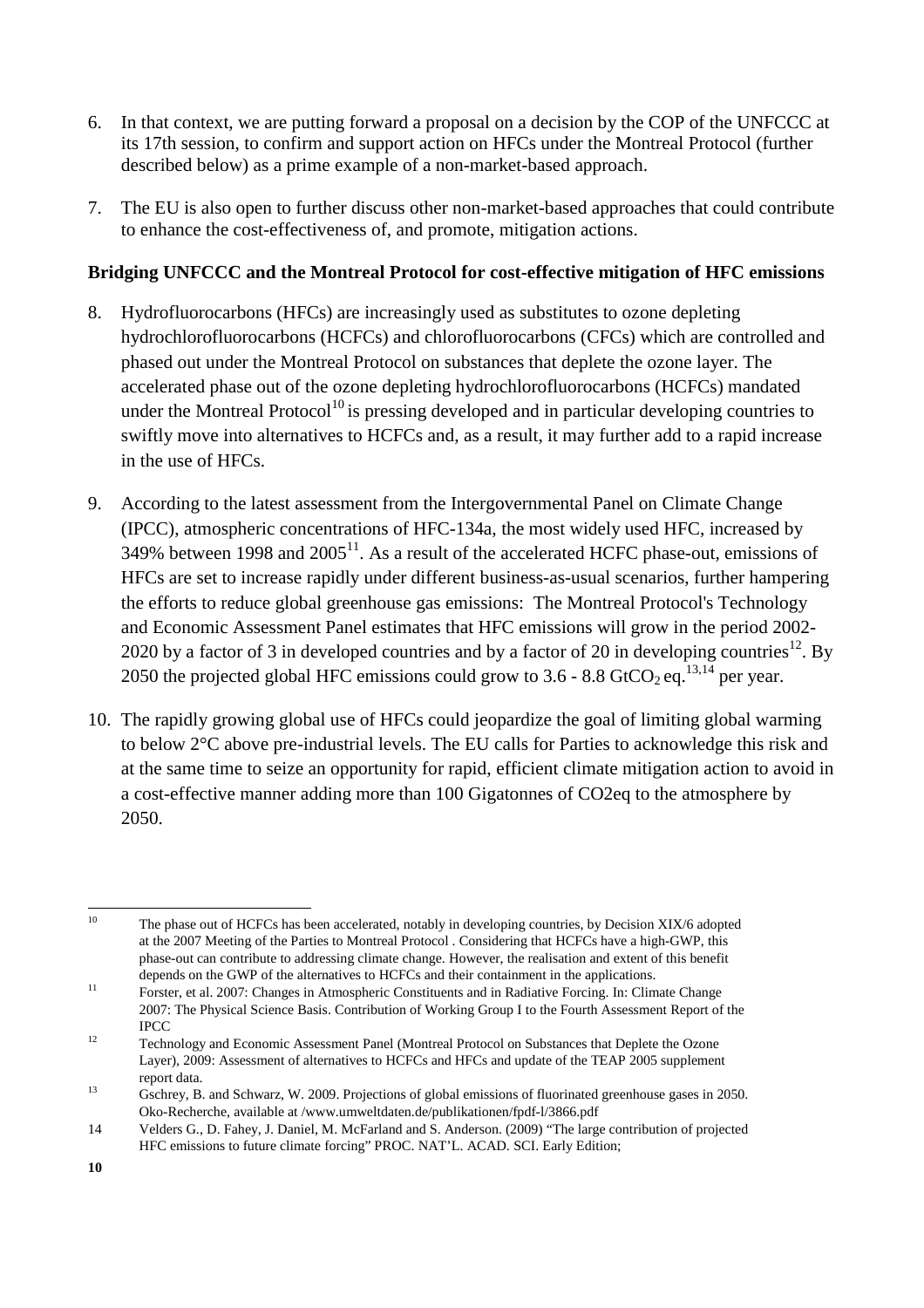6. In that context, we are putting forward a proposal on a decision by the COP of the UNFCCC at its 17th session, to confirm and support action on HFCs under the Montreal Protocol (further described below) as a prime example of a non-market-based approach.

7. The EU is also open to further discuss other non-market-based approaches that could contribute to enhance the cost-effectiveness of, and promote, mitigation actions.

**Bridging UNFCCC and the Montreal Protocol for cost-effective mitigation of HFC emissions**

8. Hydrofluorocarbons (HFCs) are increasingly used as substitutes to ozone depleting hydrochlorofluorocarbons (HCFCs) and chlorofluorocarbons (CFCs) which are controlled and phased out under the Montreal Protocol on substances that deplete the ozone layer. The accelerated phase out of the ozone depleting hydrochlorofluorocarbons (HCFCs) mandated under the Montreal Protocol[10] is pressing developed and in particular developing countries to swiftly move into alternatives to HCFCs and, as a result, it may further add to a rapid increase in the use of HFCs.

9. According to the latest assessment from the Intergovernmental Panel on Climate Change (IPCC), atmospheric concentrations of HFC-134a, the most widely used HFC, increased by 349% between 1998 and 2005[11]. As a result of the accelerated HCFC phase-out, emissions of HFCs are set to increase rapidly under different business-as-usual scenarios, further hampering the efforts to reduce global greenhouse gas emissions: The Montreal Protocol's Technology and Economic Assessment Panel estimates that HFC emissions will grow in the period 2002-2020 by a factor of 3 in developed countries and by a factor of 20 in developing countries[12]. By 2050 the projected global HFC emissions could grow to 3.6 - 8.8 $GtCO_2$ eq.[13,14] per year.

10. The rapidly growing global use of HFCs could jeopardize the goal of limiting global warming to below 2°C above pre-industrial levels. The EU calls for Parties to acknowledge this risk and at the same time to seize an opportunity for rapid, efficient climate mitigation action to avoid in a cost-effective manner adding more than 100 Gigatonnes of CO2eq to the atmosphere by 2050.

---

[10] The phase out of HCFCs has been accelerated, notably in developing countries, by Decision XIX/6 adopted at the 2007 Meeting of the Parties to Montreal Protocol . Considering that HCFCs have a high-GWP, this phase-out can contribute to addressing climate change. However, the realisation and extent of this benefit depends on the GWP of the alternatives to HCFCs and their containment in the applications.

[11] Forster, et al. 2007: Changes in Atmospheric Constituents and in Radiative Forcing. In: Climate Change 2007: The Physical Science Basis. Contribution of Working Group I to the Fourth Assessment Report of the IPCC

[12] Technology and Economic Assessment Panel (Montreal Protocol on Substances that Deplete the Ozone Layer), 2009: Assessment of alternatives to HCFCs and HFCs and update of the TEAP 2005 supplement report data.

[13] Gschrey, B. and Schwarz, W. 2009. Projections of global emissions of fluorinated greenhouse gases in 2050. Oko-Recherche, available at /www.umweltdaten.de/publikationen/fpdf-l/3866.pdf

[14] Velders G., D. Fahey, J. Daniel, M. McFarland and S. Anderson. (2009) "The large contribution of projected HFC emissions to future climate forcing" PROC. NAT'L. ACAD. SCI. Early Edition;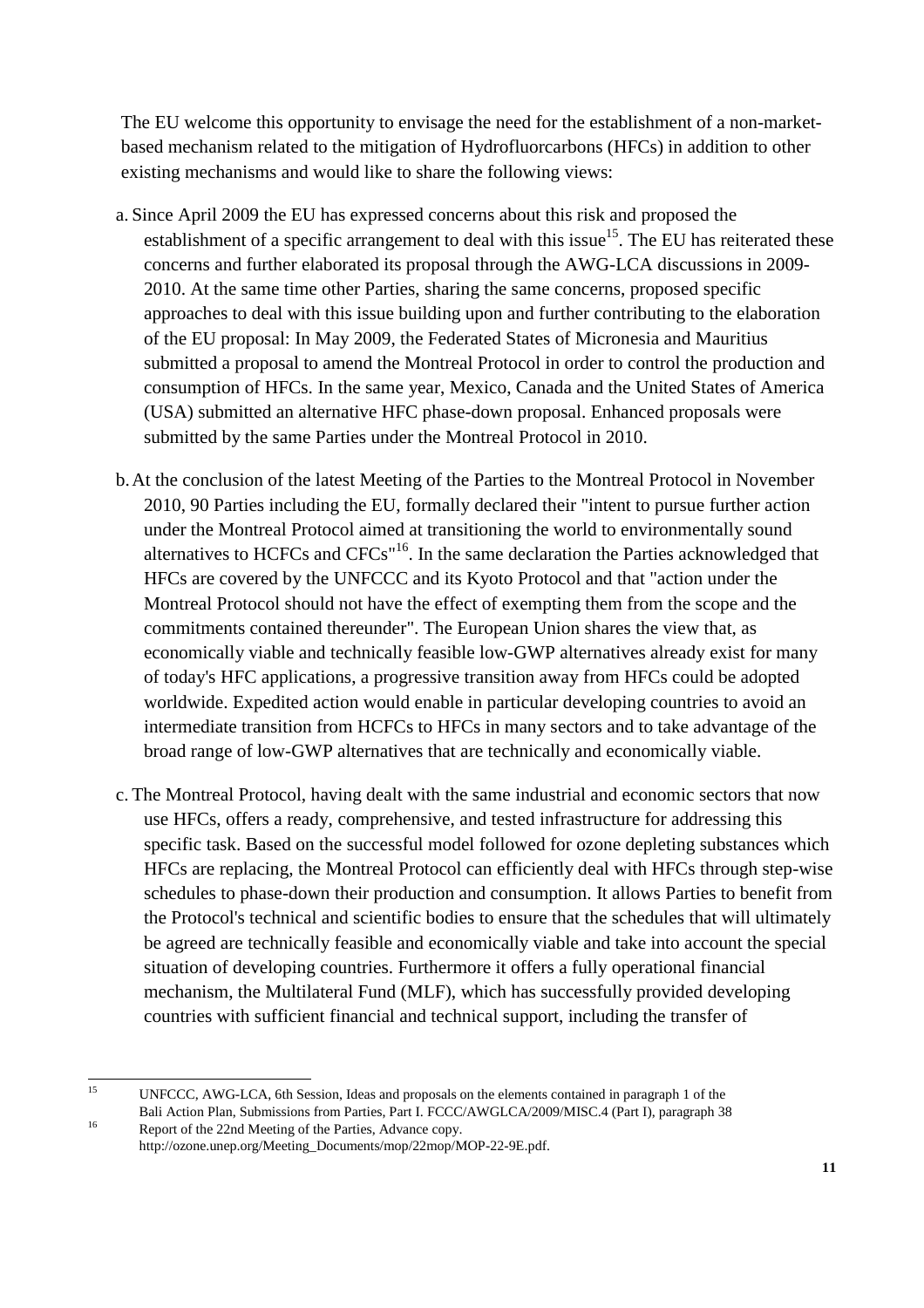The EU welcome this opportunity to envisage the need for the establishment of a non-market-based mechanism related to the mitigation of Hydrofluorcarbons (HFCs) in addition to other existing mechanisms and would like to share the following views:

a. Since April 2009 the EU has expressed concerns about this risk and proposed the establishment of a specific arrangement to deal with this issue[15]. The EU has reiterated these concerns and further elaborated its proposal through the AWG-LCA discussions in 2009-2010. At the same time other Parties, sharing the same concerns, proposed specific approaches to deal with this issue building upon and further contributing to the elaboration of the EU proposal: In May 2009, the Federated States of Micronesia and Mauritius submitted a proposal to amend the Montreal Protocol in order to control the production and consumption of HFCs. In the same year, Mexico, Canada and the United States of America (USA) submitted an alternative HFC phase-down proposal. Enhanced proposals were submitted by the same Parties under the Montreal Protocol in 2010.

b. At the conclusion of the latest Meeting of the Parties to the Montreal Protocol in November 2010, 90 Parties including the EU, formally declared their "intent to pursue further action under the Montreal Protocol aimed at transitioning the world to environmentally sound alternatives to HCFCs and CFCs"[16]. In the same declaration the Parties acknowledged that HFCs are covered by the UNFCCC and its Kyoto Protocol and that "action under the Montreal Protocol should not have the effect of exempting them from the scope and the commitments contained thereunder". The European Union shares the view that, as economically viable and technically feasible low-GWP alternatives already exist for many of today's HFC applications, a progressive transition away from HFCs could be adopted worldwide. Expedited action would enable in particular developing countries to avoid an intermediate transition from HCFCs to HFCs in many sectors and to take advantage of the broad range of low-GWP alternatives that are technically and economically viable.

c. The Montreal Protocol, having dealt with the same industrial and economic sectors that now use HFCs, offers a ready, comprehensive, and tested infrastructure for addressing this specific task. Based on the successful model followed for ozone depleting substances which HFCs are replacing, the Montreal Protocol can efficiently deal with HFCs through step-wise schedules to phase-down their production and consumption. It allows Parties to benefit from the Protocol's technical and scientific bodies to ensure that the schedules that will ultimately be agreed are technically feasible and economically viable and take into account the special situation of developing countries. Furthermore it offers a fully operational financial mechanism, the Multilateral Fund (MLF), which has successfully provided developing countries with sufficient financial and technical support, including the transfer of

---

[15] UNFCCC, AWG-LCA, 6th Session, Ideas and proposals on the elements contained in paragraph 1 of the Bali Action Plan, Submissions from Parties, Part I. FCCC/AWGLCA/2009/MISC.4 (Part I), paragraph 38

[16] Report of the 22nd Meeting of the Parties, Advance copy. http://ozone.unep.org/Meeting_Documents/mop/22mop/MOP-22-9E.pdf.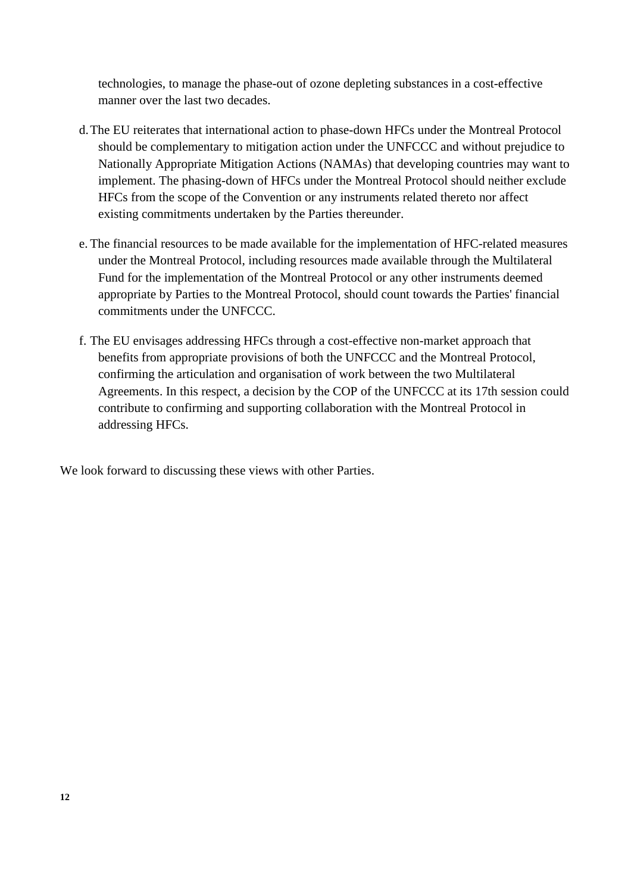technologies, to manage the phase-out of ozone depleting substances in a cost-effective manner over the last two decades.

d. The EU reiterates that international action to phase-down HFCs under the Montreal Protocol should be complementary to mitigation action under the UNFCCC and without prejudice to Nationally Appropriate Mitigation Actions (NAMAs) that developing countries may want to implement. The phasing-down of HFCs under the Montreal Protocol should neither exclude HFCs from the scope of the Convention or any instruments related thereto nor affect existing commitments undertaken by the Parties thereunder.

e. The financial resources to be made available for the implementation of HFC-related measures under the Montreal Protocol, including resources made available through the Multilateral Fund for the implementation of the Montreal Protocol or any other instruments deemed appropriate by Parties to the Montreal Protocol, should count towards the Parties' financial commitments under the UNFCCC.

f. The EU envisages addressing HFCs through a cost-effective non-market approach that benefits from appropriate provisions of both the UNFCCC and the Montreal Protocol, confirming the articulation and organisation of work between the two Multilateral Agreements. In this respect, a decision by the COP of the UNFCCC at its 17th session could contribute to confirming and supporting collaboration with the Montreal Protocol in addressing HFCs.

We look forward to discussing these views with other Parties.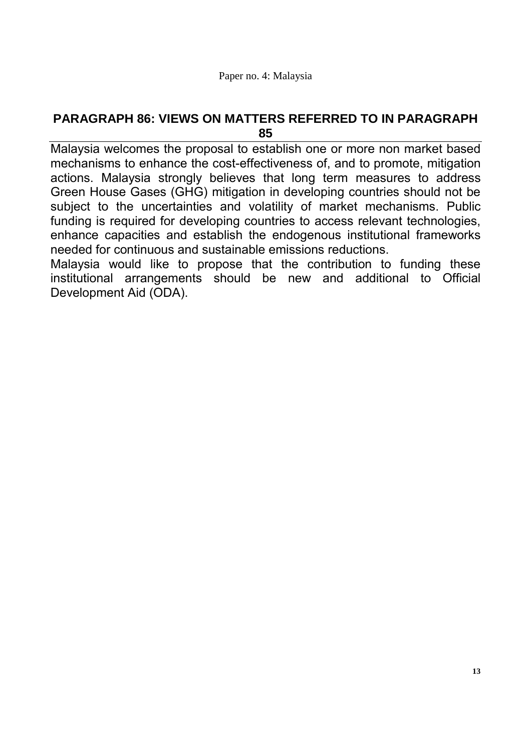Paper no. 4: Malaysia

## PARAGRAPH 86: VIEWS ON MATTERS REFERRED TO IN PARAGRAPH 85

Malaysia welcomes the proposal to establish one or more non market based mechanisms to enhance the cost-effectiveness of, and to promote, mitigation actions. Malaysia strongly believes that long term measures to address Green House Gases (GHG) mitigation in developing countries should not be subject to the uncertainties and volatility of market mechanisms. Public funding is required for developing countries to access relevant technologies, enhance capacities and establish the endogenous institutional frameworks needed for continuous and sustainable emissions reductions.

Malaysia would like to propose that the contribution to funding these institutional arrangements should be new and additional to Official Development Aid (ODA).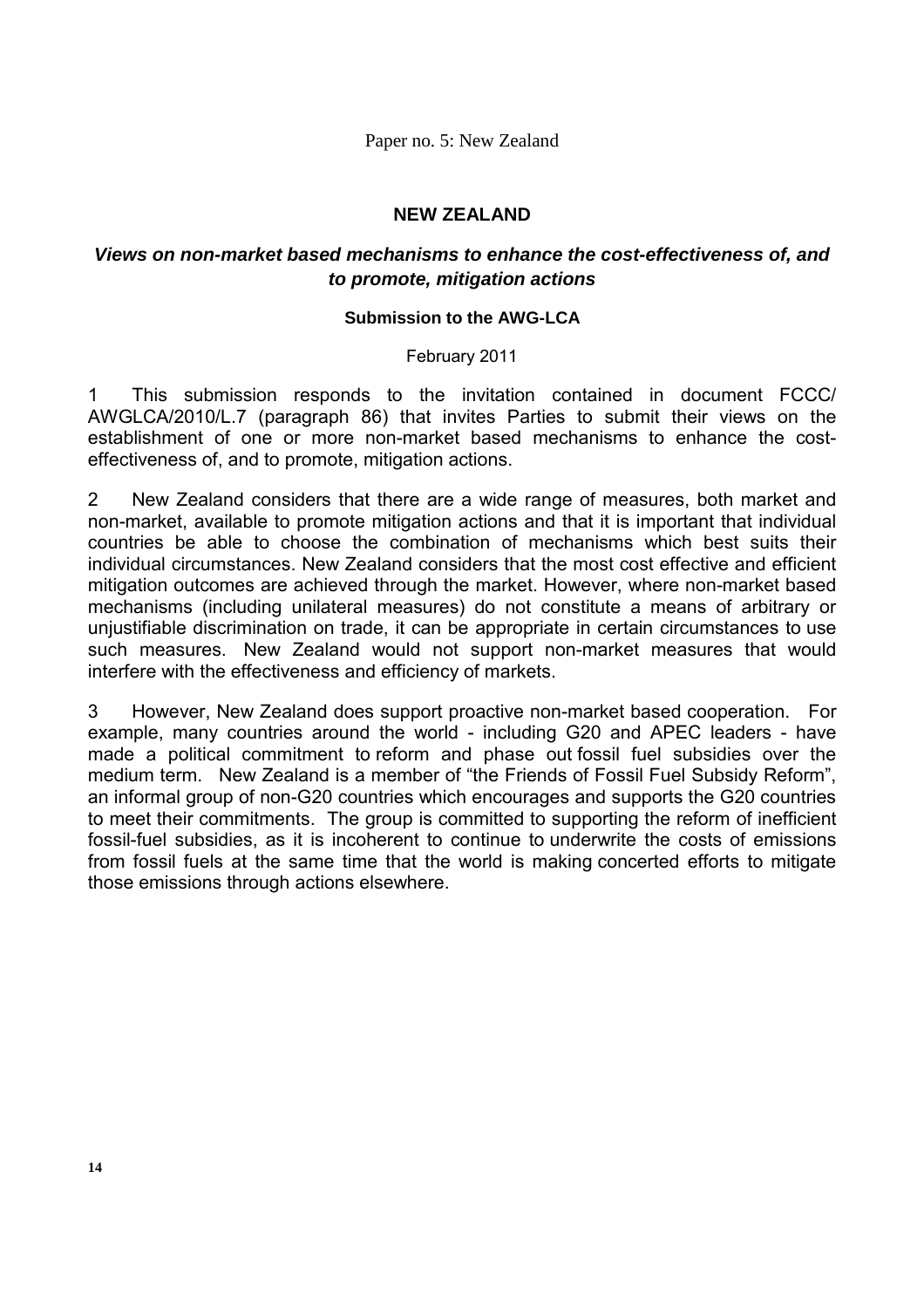Paper no. 5: New Zealand

## NEW ZEALAND

### *Views on non-market based mechanisms to enhance the cost-effectiveness of, and to promote, mitigation actions*

**Submission to the AWG-LCA**

February 2011

1 This submission responds to the invitation contained in document FCCC/AWGLCA/2010/L.7 (paragraph 86) that invites Parties to submit their views on the establishment of one or more non-market based mechanisms to enhance the cost-effectiveness of, and to promote, mitigation actions.

2 New Zealand considers that there are a wide range of measures, both market and non-market, available to promote mitigation actions and that it is important that individual countries be able to choose the combination of mechanisms which best suits their individual circumstances. New Zealand considers that the most cost effective and efficient mitigation outcomes are achieved through the market. However, where non-market based mechanisms (including unilateral measures) do not constitute a means of arbitrary or unjustifiable discrimination on trade, it can be appropriate in certain circumstances to use such measures. New Zealand would not support non-market measures that would interfere with the effectiveness and efficiency of markets.

3 However, New Zealand does support proactive non-market based cooperation. For example, many countries around the world - including G20 and APEC leaders - have made a political commitment to reform and phase out fossil fuel subsidies over the medium term. New Zealand is a member of "the Friends of Fossil Fuel Subsidy Reform", an informal group of non-G20 countries which encourages and supports the G20 countries to meet their commitments. The group is committed to supporting the reform of inefficient fossil-fuel subsidies, as it is incoherent to continue to underwrite the costs of emissions from fossil fuels at the same time that the world is making concerted efforts to mitigate those emissions through actions elsewhere.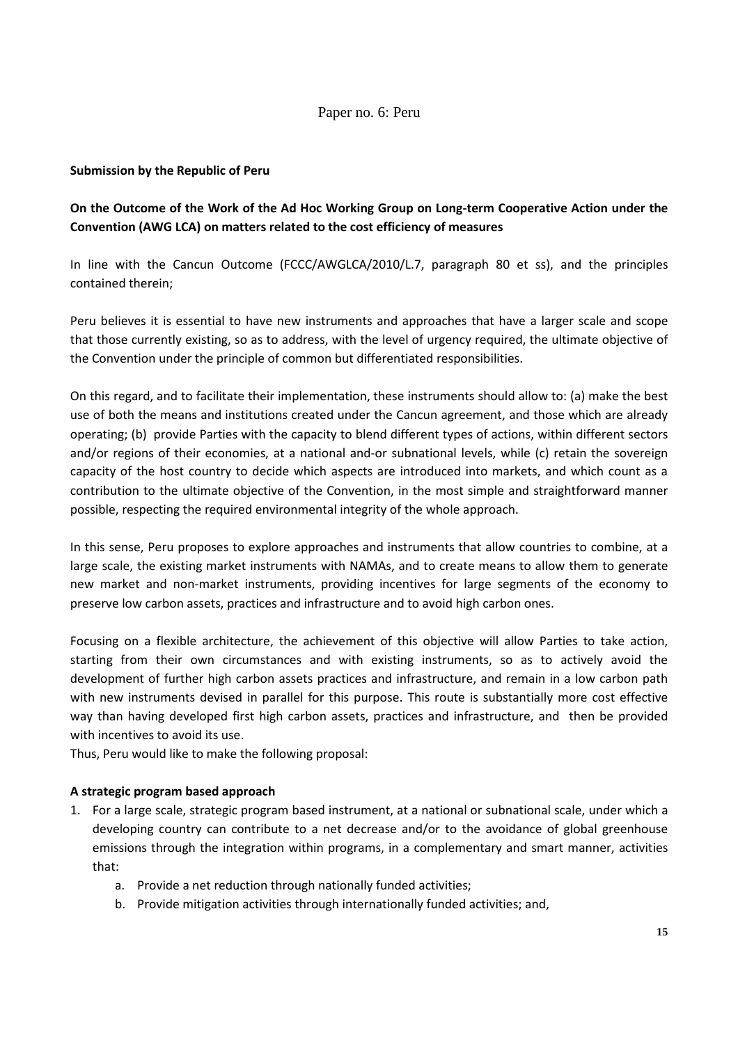Paper no. 6: Peru

**Submission by the Republic of Peru**

**On the Outcome of the Work of the Ad Hoc Working Group on Long-term Cooperative Action under the Convention (AWG LCA) on matters related to the cost efficiency of measures**

In line with the Cancun Outcome (FCCC/AWGLCA/2010/L.7, paragraph 80 et ss), and the principles contained therein;

Peru believes it is essential to have new instruments and approaches that have a larger scale and scope that those currently existing, so as to address, with the level of urgency required, the ultimate objective of the Convention under the principle of common but differentiated responsibilities.

On this regard, and to facilitate their implementation, these instruments should allow to: (a) make the best use of both the means and institutions created under the Cancun agreement, and those which are already operating; (b) provide Parties with the capacity to blend different types of actions, within different sectors and/or regions of their economies, at a national and-or subnational levels, while (c) retain the sovereign capacity of the host country to decide which aspects are introduced into markets, and which count as a contribution to the ultimate objective of the Convention, in the most simple and straightforward manner possible, respecting the required environmental integrity of the whole approach.

In this sense, Peru proposes to explore approaches and instruments that allow countries to combine, at a large scale, the existing market instruments with NAMAs, and to create means to allow them to generate new market and non-market instruments, providing incentives for large segments of the economy to preserve low carbon assets, practices and infrastructure and to avoid high carbon ones.

Focusing on a flexible architecture, the achievement of this objective will allow Parties to take action, starting from their own circumstances and with existing instruments, so as to actively avoid the development of further high carbon assets practices and infrastructure, and remain in a low carbon path with new instruments devised in parallel for this purpose. This route is substantially more cost effective way than having developed first high carbon assets, practices and infrastructure, and then be provided with incentives to avoid its use.
Thus, Peru would like to make the following proposal:

**A strategic program based approach**

1. For a large scale, strategic program based instrument, at a national or subnational scale, under which a developing country can contribute to a net decrease and/or to the avoidance of global greenhouse emissions through the integration within programs, in a complementary and smart manner, activities that:
    a. Provide a net reduction through nationally funded activities;
    b. Provide mitigation activities through internationally funded activities; and,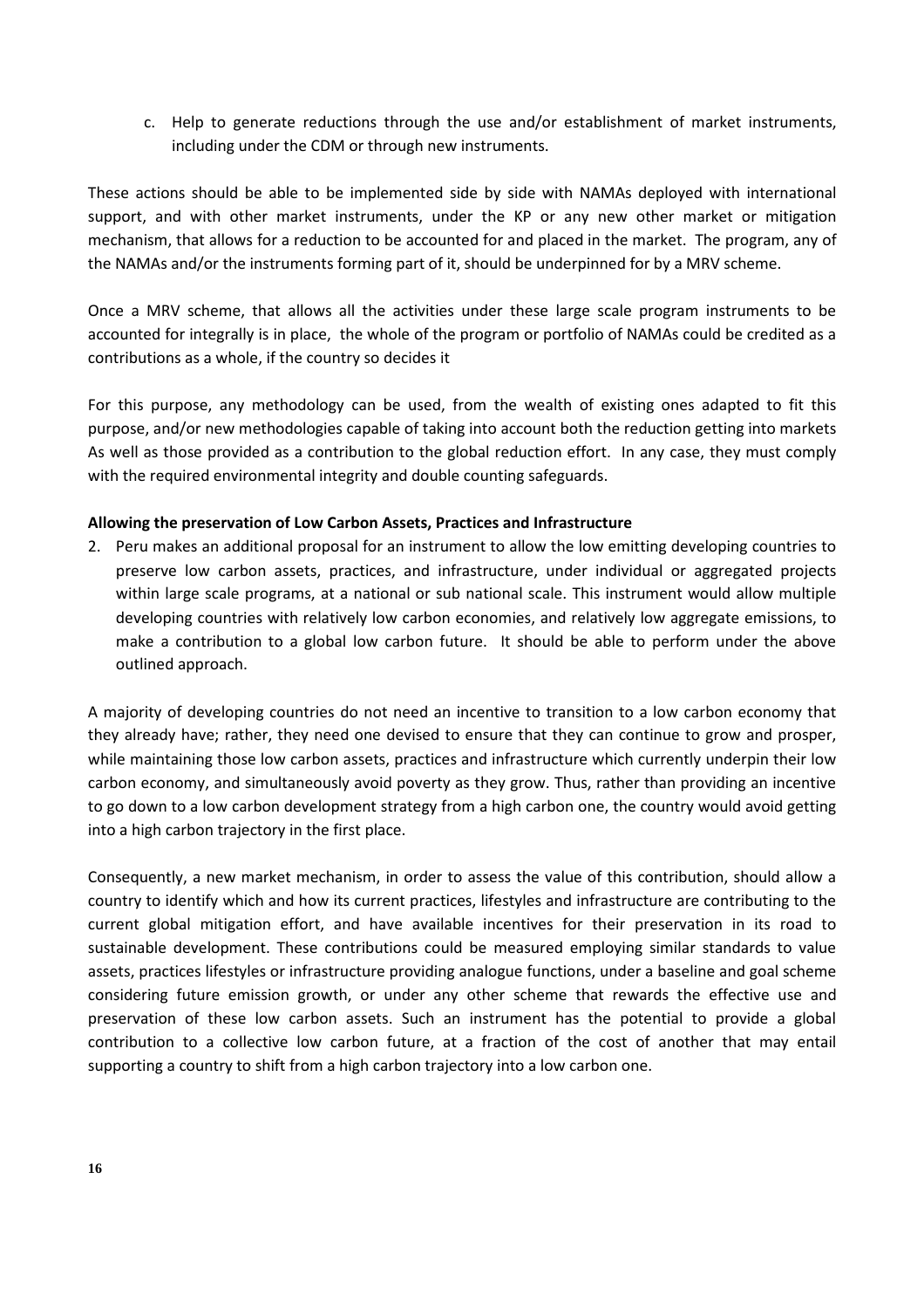c. Help to generate reductions through the use and/or establishment of market instruments, including under the CDM or through new instruments.

These actions should be able to be implemented side by side with NAMAs deployed with international support, and with other market instruments, under the KP or any new other market or mitigation mechanism, that allows for a reduction to be accounted for and placed in the market. The program, any of the NAMAs and/or the instruments forming part of it, should be underpinned for by a MRV scheme.

Once a MRV scheme, that allows all the activities under these large scale program instruments to be accounted for integrally is in place, the whole of the program or portfolio of NAMAs could be credited as a contributions as a whole, if the country so decides it

For this purpose, any methodology can be used, from the wealth of existing ones adapted to fit this purpose, and/or new methodologies capable of taking into account both the reduction getting into markets As well as those provided as a contribution to the global reduction effort. In any case, they must comply with the required environmental integrity and double counting safeguards.

**Allowing the preservation of Low Carbon Assets, Practices and Infrastructure**

2. Peru makes an additional proposal for an instrument to allow the low emitting developing countries to preserve low carbon assets, practices, and infrastructure, under individual or aggregated projects within large scale programs, at a national or sub national scale. This instrument would allow multiple developing countries with relatively low carbon economies, and relatively low aggregate emissions, to make a contribution to a global low carbon future. It should be able to perform under the above outlined approach.

A majority of developing countries do not need an incentive to transition to a low carbon economy that they already have; rather, they need one devised to ensure that they can continue to grow and prosper, while maintaining those low carbon assets, practices and infrastructure which currently underpin their low carbon economy, and simultaneously avoid poverty as they grow. Thus, rather than providing an incentive to go down to a low carbon development strategy from a high carbon one, the country would avoid getting into a high carbon trajectory in the first place.

Consequently, a new market mechanism, in order to assess the value of this contribution, should allow a country to identify which and how its current practices, lifestyles and infrastructure are contributing to the current global mitigation effort, and have available incentives for their preservation in its road to sustainable development. These contributions could be measured employing similar standards to value assets, practices lifestyles or infrastructure providing analogue functions, under a baseline and goal scheme considering future emission growth, or under any other scheme that rewards the effective use and preservation of these low carbon assets. Such an instrument has the potential to provide a global contribution to a collective low carbon future, at a fraction of the cost of another that may entail supporting a country to shift from a high carbon trajectory into a low carbon one.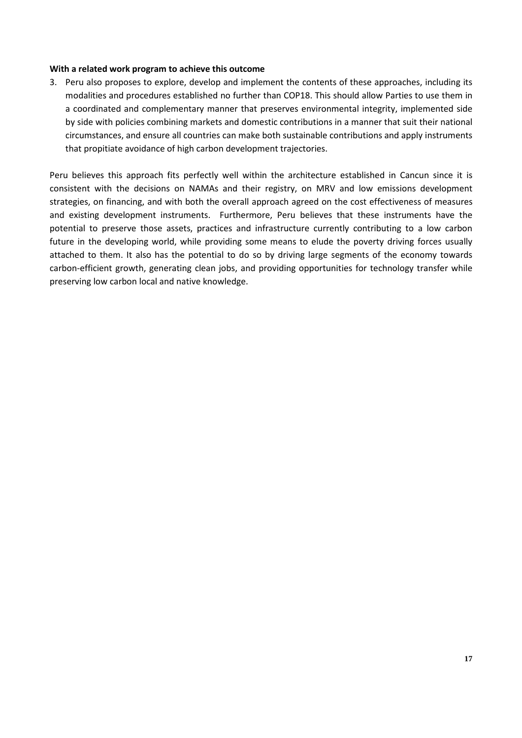**With a related work program to achieve this outcome**

3. Peru also proposes to explore, develop and implement the contents of these approaches, including its modalities and procedures established no further than COP18. This should allow Parties to use them in a coordinated and complementary manner that preserves environmental integrity, implemented side by side with policies combining markets and domestic contributions in a manner that suit their national circumstances, and ensure all countries can make both sustainable contributions and apply instruments that propitiate avoidance of high carbon development trajectories.

Peru believes this approach fits perfectly well within the architecture established in Cancun since it is consistent with the decisions on NAMAs and their registry, on MRV and low emissions development strategies, on financing, and with both the overall approach agreed on the cost effectiveness of measures and existing development instruments. Furthermore, Peru believes that these instruments have the potential to preserve those assets, practices and infrastructure currently contributing to a low carbon future in the developing world, while providing some means to elude the poverty driving forces usually attached to them. It also has the potential to do so by driving large segments of the economy towards carbon-efficient growth, generating clean jobs, and providing opportunities for technology transfer while preserving low carbon local and native knowledge.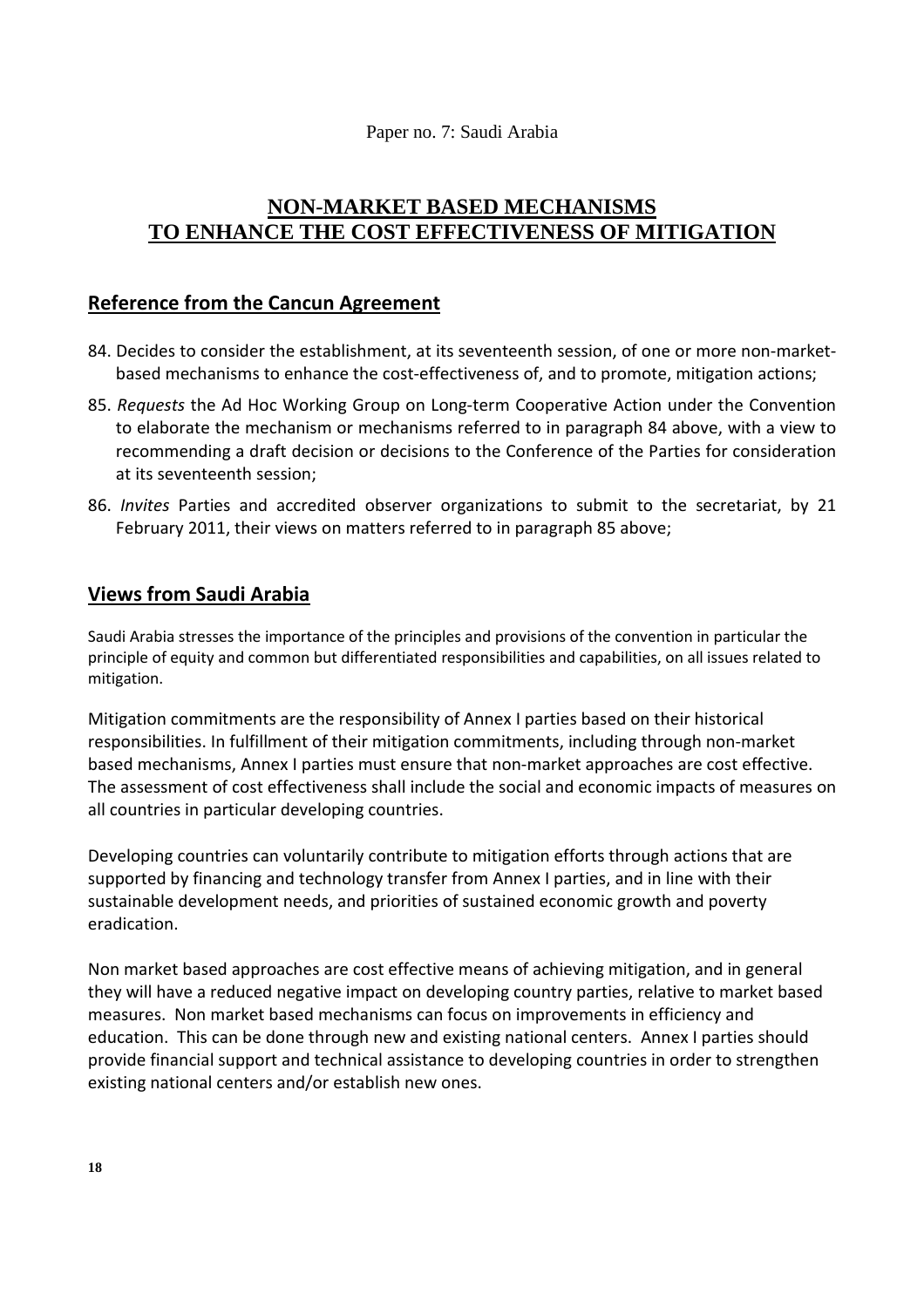Paper no. 7: Saudi Arabia

# NON-MARKET BASED MECHANISMS TO ENHANCE THE COST EFFECTIVENESS OF MITIGATION

## Reference from the Cancun Agreement

84. Decides to consider the establishment, at its seventeenth session, of one or more non-market-based mechanisms to enhance the cost-effectiveness of, and to promote, mitigation actions;

85. *Requests* the Ad Hoc Working Group on Long-term Cooperative Action under the Convention to elaborate the mechanism or mechanisms referred to in paragraph 84 above, with a view to recommending a draft decision or decisions to the Conference of the Parties for consideration at its seventeenth session;

86. *Invites* Parties and accredited observer organizations to submit to the secretariat, by 21 February 2011, their views on matters referred to in paragraph 85 above;

## Views from Saudi Arabia

Saudi Arabia stresses the importance of the principles and provisions of the convention in particular the principle of equity and common but differentiated responsibilities and capabilities, on all issues related to mitigation.

Mitigation commitments are the responsibility of Annex I parties based on their historical responsibilities. In fulfillment of their mitigation commitments, including through non-market based mechanisms, Annex I parties must ensure that non-market approaches are cost effective. The assessment of cost effectiveness shall include the social and economic impacts of measures on all countries in particular developing countries.

Developing countries can voluntarily contribute to mitigation efforts through actions that are supported by financing and technology transfer from Annex I parties, and in line with their sustainable development needs, and priorities of sustained economic growth and poverty eradication.

Non market based approaches are cost effective means of achieving mitigation, and in general they will have a reduced negative impact on developing country parties, relative to market based measures. Non market based mechanisms can focus on improvements in efficiency and education. This can be done through new and existing national centers. Annex I parties should provide financial support and technical assistance to developing countries in order to strengthen existing national centers and/or establish new ones.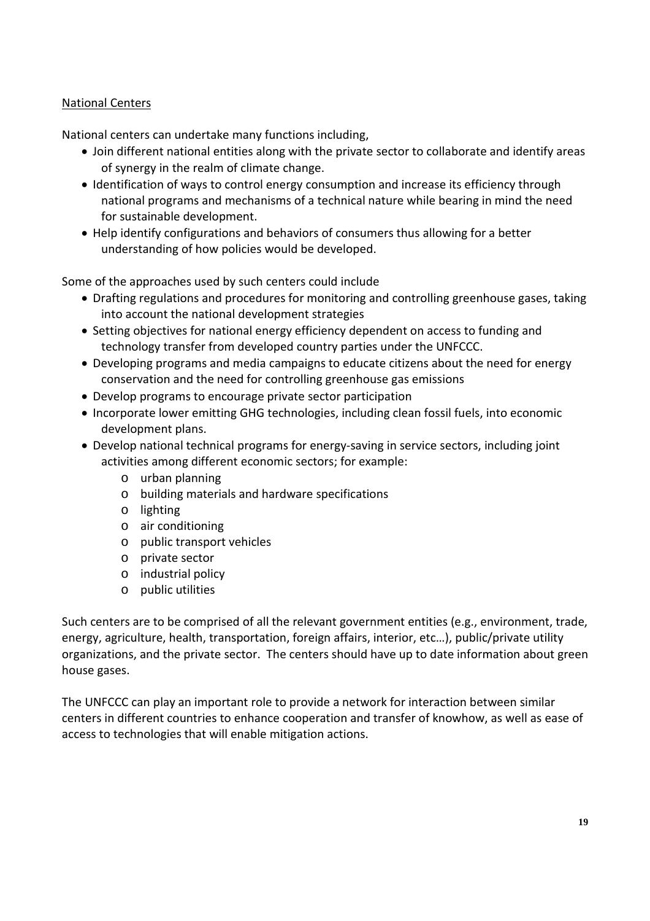National Centers

National centers can undertake many functions including,

- Join different national entities along with the private sector to collaborate and identify areas of synergy in the realm of climate change.
- Identification of ways to control energy consumption and increase its efficiency through national programs and mechanisms of a technical nature while bearing in mind the need for sustainable development.
- Help identify configurations and behaviors of consumers thus allowing for a better understanding of how policies would be developed.

Some of the approaches used by such centers could include

- Drafting regulations and procedures for monitoring and controlling greenhouse gases, taking into account the national development strategies
- Setting objectives for national energy efficiency dependent on access to funding and technology transfer from developed country parties under the UNFCCC.
- Developing programs and media campaigns to educate citizens about the need for energy conservation and the need for controlling greenhouse gas emissions
- Develop programs to encourage private sector participation
- Incorporate lower emitting GHG technologies, including clean fossil fuels, into economic development plans.
- Develop national technical programs for energy-saving in service sectors, including joint activities among different economic sectors; for example:
  - urban planning
  - building materials and hardware specifications
  - lighting
  - air conditioning
  - public transport vehicles
  - private sector
  - industrial policy
  - public utilities

Such centers are to be comprised of all the relevant government entities (e.g., environment, trade, energy, agriculture, health, transportation, foreign affairs, interior, etc…), public/private utility organizations, and the private sector. The centers should have up to date information about green house gases.

The UNFCCC can play an important role to provide a network for interaction between similar centers in different countries to enhance cooperation and transfer of knowhow, as well as ease of access to technologies that will enable mitigation actions.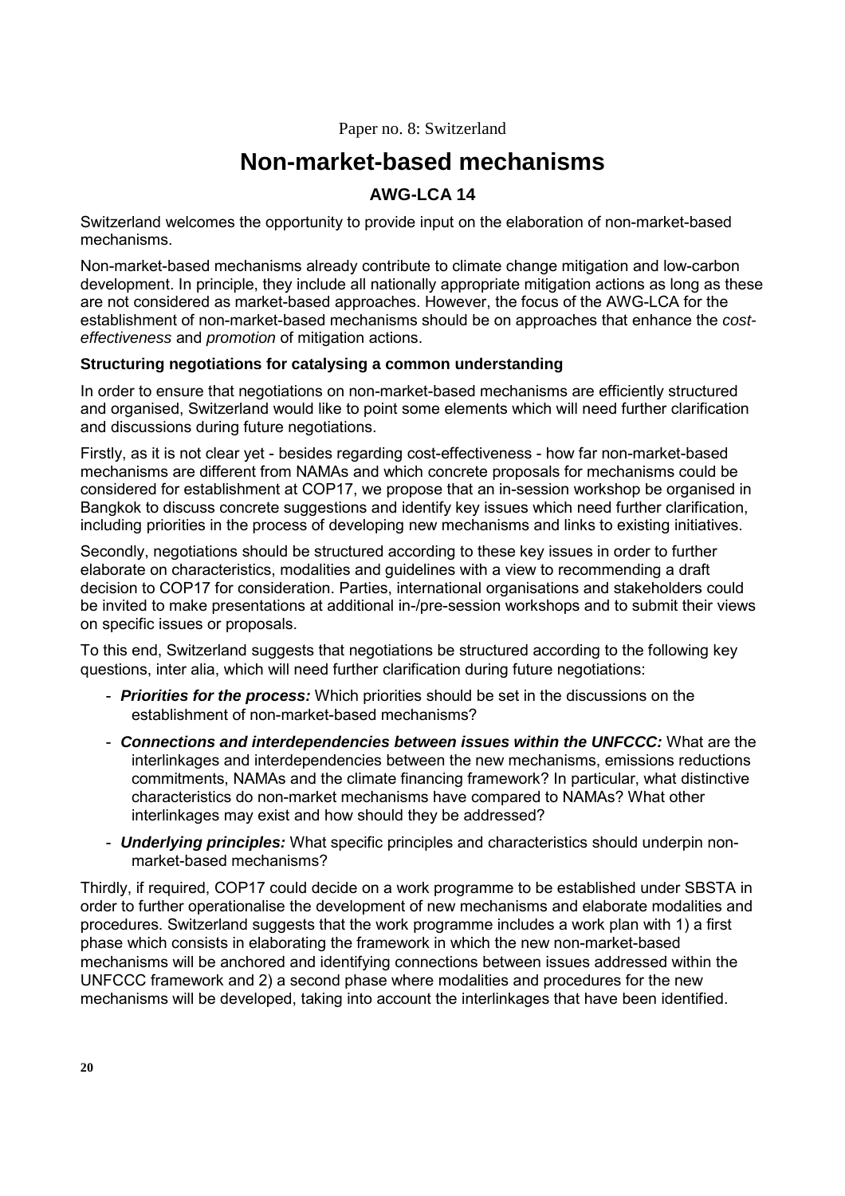Paper no. 8: Switzerland

# Non-market-based mechanisms

## AWG-LCA 14

Switzerland welcomes the opportunity to provide input on the elaboration of non-market-based mechanisms.

Non-market-based mechanisms already contribute to climate change mitigation and low-carbon development. In principle, they include all nationally appropriate mitigation actions as long as these are not considered as market-based approaches. However, the focus of the AWG-LCA for the establishment of non-market-based mechanisms should be on approaches that enhance the *cost-effectiveness* and *promotion* of mitigation actions.

### Structuring negotiations for catalysing a common understanding

In order to ensure that negotiations on non-market-based mechanisms are efficiently structured and organised, Switzerland would like to point some elements which will need further clarification and discussions during future negotiations.

Firstly, as it is not clear yet - besides regarding cost-effectiveness - how far non-market-based mechanisms are different from NAMAs and which concrete proposals for mechanisms could be considered for establishment at COP17, we propose that an in-session workshop be organised in Bangkok to discuss concrete suggestions and identify key issues which need further clarification, including priorities in the process of developing new mechanisms and links to existing initiatives.

Secondly, negotiations should be structured according to these key issues in order to further elaborate on characteristics, modalities and guidelines with a view to recommending a draft decision to COP17 for consideration. Parties, international organisations and stakeholders could be invited to make presentations at additional in-/pre-session workshops and to submit their views on specific issues or proposals.

To this end, Switzerland suggests that negotiations be structured according to the following key questions, inter alia, which will need further clarification during future negotiations:

- ***Priorities for the process:*** Which priorities should be set in the discussions on the establishment of non-market-based mechanisms?
- ***Connections and interdependencies between issues within the UNFCCC:*** What are the interlinkages and interdependencies between the new mechanisms, emissions reductions commitments, NAMAs and the climate financing framework? In particular, what distinctive characteristics do non-market mechanisms have compared to NAMAs? What other interlinkages may exist and how should they be addressed?
- ***Underlying principles:*** What specific principles and characteristics should underpin non-market-based mechanisms?

Thirdly, if required, COP17 could decide on a work programme to be established under SBSTA in order to further operationalise the development of new mechanisms and elaborate modalities and procedures. Switzerland suggests that the work programme includes a work plan with 1) a first phase which consists in elaborating the framework in which the new non-market-based mechanisms will be anchored and identifying connections between issues addressed within the UNFCCC framework and 2) a second phase where modalities and procedures for the new mechanisms will be developed, taking into account the interlinkages that have been identified.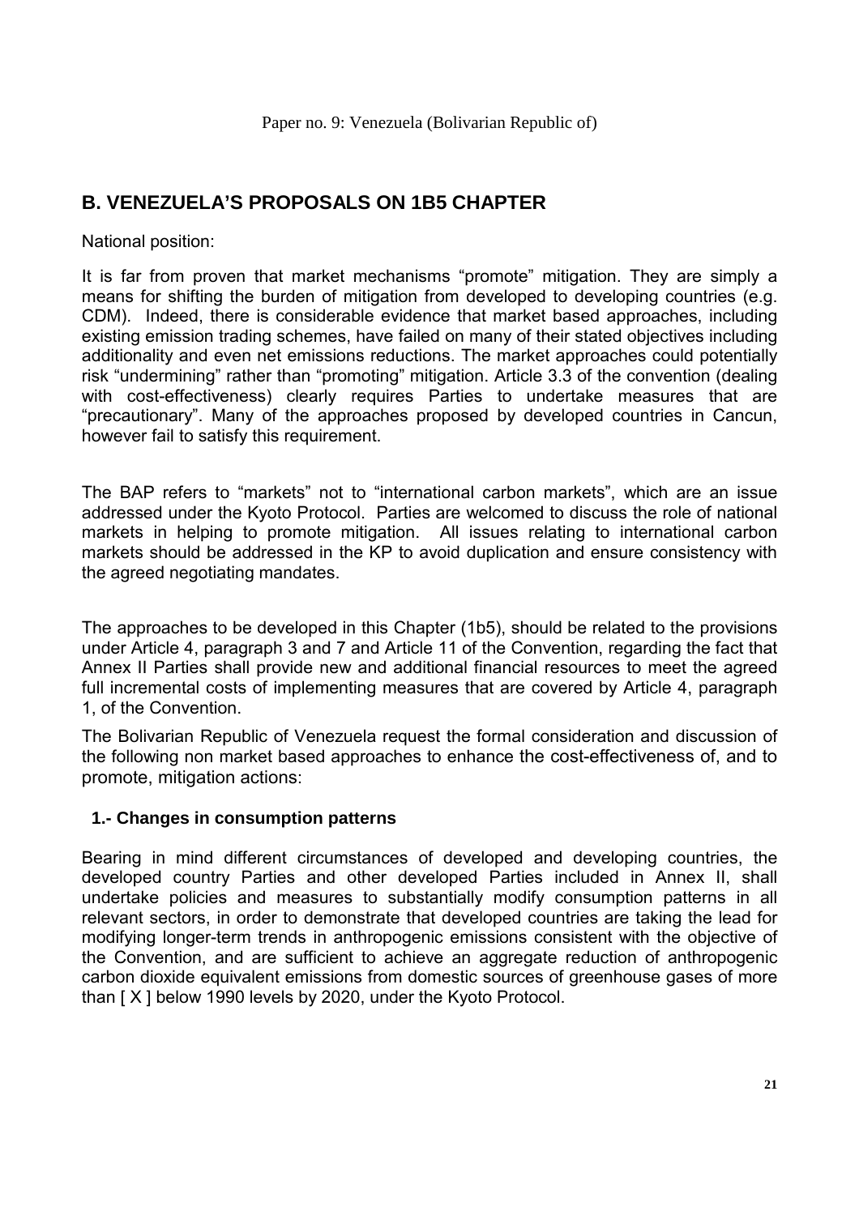Paper no. 9: Venezuela (Bolivarian Republic of)

## B. VENEZUELA'S PROPOSALS ON 1B5 CHAPTER

National position:

It is far from proven that market mechanisms "promote" mitigation. They are simply a means for shifting the burden of mitigation from developed to developing countries (e.g. CDM). Indeed, there is considerable evidence that market based approaches, including existing emission trading schemes, have failed on many of their stated objectives including additionality and even net emissions reductions. The market approaches could potentially risk "undermining" rather than "promoting" mitigation. Article 3.3 of the convention (dealing with cost-effectiveness) clearly requires Parties to undertake measures that are "precautionary". Many of the approaches proposed by developed countries in Cancun, however fail to satisfy this requirement.

The BAP refers to "markets" not to "international carbon markets", which are an issue addressed under the Kyoto Protocol. Parties are welcomed to discuss the role of national markets in helping to promote mitigation. All issues relating to international carbon markets should be addressed in the KP to avoid duplication and ensure consistency with the agreed negotiating mandates.

The approaches to be developed in this Chapter (1b5), should be related to the provisions under Article 4, paragraph 3 and 7 and Article 11 of the Convention, regarding the fact that Annex II Parties shall provide new and additional financial resources to meet the agreed full incremental costs of implementing measures that are covered by Article 4, paragraph 1, of the Convention.

The Bolivarian Republic of Venezuela request the formal consideration and discussion of the following non market based approaches to enhance the cost-effectiveness of, and to promote, mitigation actions:

### 1.- Changes in consumption patterns

Bearing in mind different circumstances of developed and developing countries, the developed country Parties and other developed Parties included in Annex II, shall undertake policies and measures to substantially modify consumption patterns in all relevant sectors, in order to demonstrate that developed countries are taking the lead for modifying longer-term trends in anthropogenic emissions consistent with the objective of the Convention, and are sufficient to achieve an aggregate reduction of anthropogenic carbon dioxide equivalent emissions from domestic sources of greenhouse gases of more than [ X ] below 1990 levels by 2020, under the Kyoto Protocol.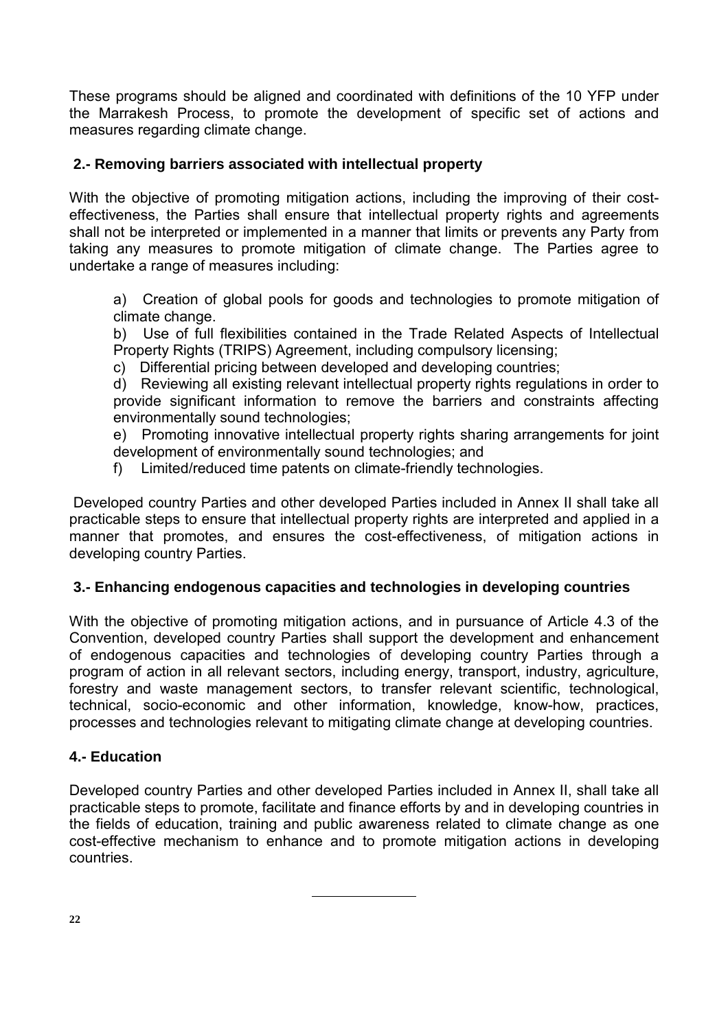These programs should be aligned and coordinated with definitions of the 10 YFP under the Marrakesh Process, to promote the development of specific set of actions and measures regarding climate change.

### 2.- Removing barriers associated with intellectual property

With the objective of promoting mitigation actions, including the improving of their cost-effectiveness, the Parties shall ensure that intellectual property rights and agreements shall not be interpreted or implemented in a manner that limits or prevents any Party from taking any measures to promote mitigation of climate change. The Parties agree to undertake a range of measures including:

a) Creation of global pools for goods and technologies to promote mitigation of climate change.
b) Use of full flexibilities contained in the Trade Related Aspects of Intellectual Property Rights (TRIPS) Agreement, including compulsory licensing;
c) Differential pricing between developed and developing countries;
d) Reviewing all existing relevant intellectual property rights regulations in order to provide significant information to remove the barriers and constraints affecting environmentally sound technologies;
e) Promoting innovative intellectual property rights sharing arrangements for joint development of environmentally sound technologies; and
f) Limited/reduced time patents on climate-friendly technologies.

Developed country Parties and other developed Parties included in Annex II shall take all practicable steps to ensure that intellectual property rights are interpreted and applied in a manner that promotes, and ensures the cost-effectiveness, of mitigation actions in developing country Parties.

### 3.- Enhancing endogenous capacities and technologies in developing countries

With the objective of promoting mitigation actions, and in pursuance of Article 4.3 of the Convention, developed country Parties shall support the development and enhancement of endogenous capacities and technologies of developing country Parties through a program of action in all relevant sectors, including energy, transport, industry, agriculture, forestry and waste management sectors, to transfer relevant scientific, technological, technical, socio-economic and other information, knowledge, know-how, practices, processes and technologies relevant to mitigating climate change at developing countries.

### 4.- Education

Developed country Parties and other developed Parties included in Annex II, shall take all practicable steps to promote, facilitate and finance efforts by and in developing countries in the fields of education, training and public awareness related to climate change as one cost-effective mechanism to enhance and to promote mitigation actions in developing countries.